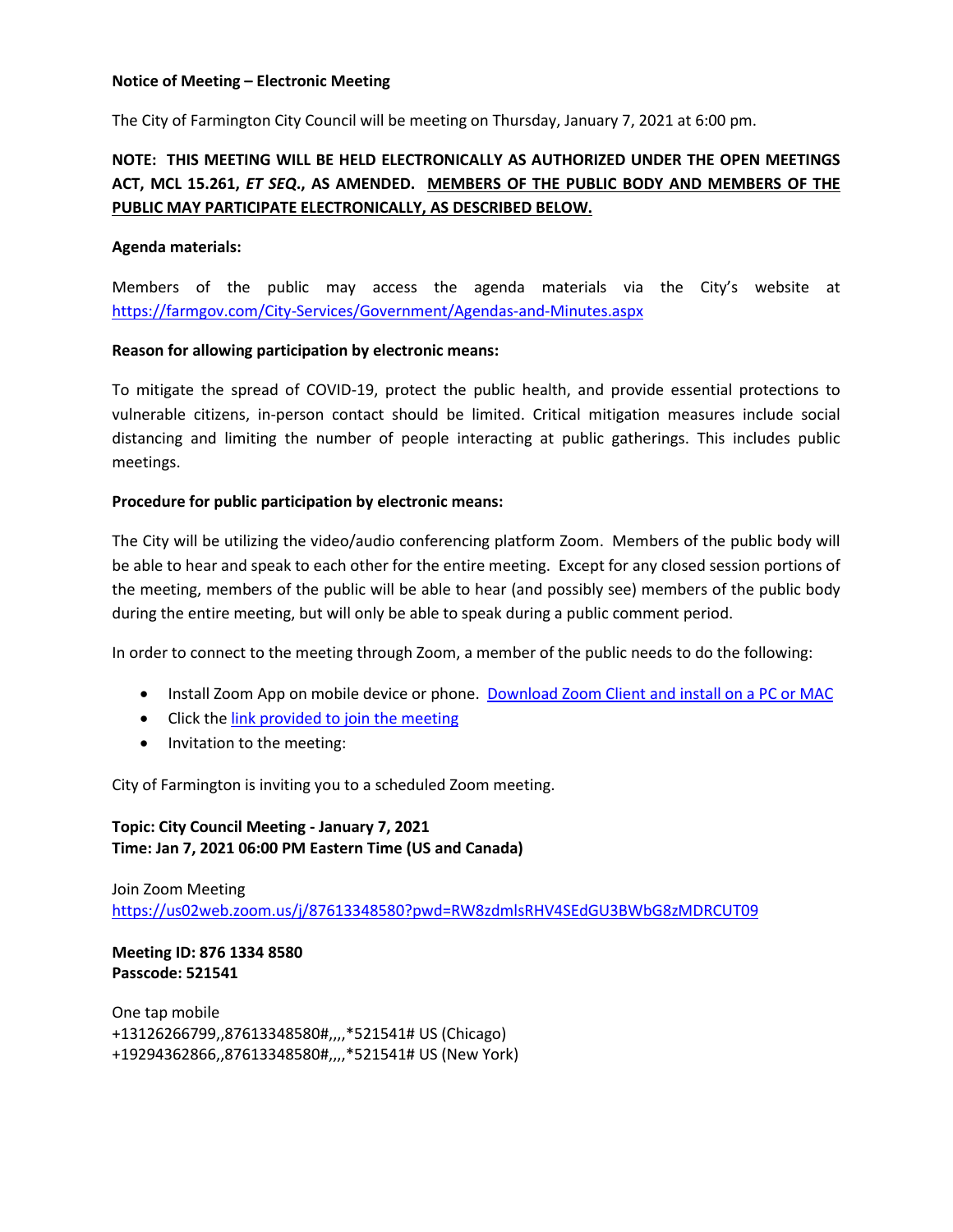**Notice of Meeting – Electronic Meeting**

The City of Farmington City Council will be meeting on Thursday, January 7, 2021 at 6:00 pm.

**NOTE: THIS MEETING WILL BE HELD ELECTRONICALLY AS AUTHORIZED UNDER THE OPEN MEETINGS ACT, MCL 15.261, *ET SEQ.*, AS AMENDED. MEMBERS OF THE PUBLIC BODY AND MEMBERS OF THE PUBLIC MAY PARTICIPATE ELECTRONICALLY, AS DESCRIBED BELOW.**

**Agenda materials:**

Members of the public may access the agenda materials via the City's website at https://farmgov.com/City-Services/Government/Agendas-and-Minutes.aspx

**Reason for allowing participation by electronic means:**

To mitigate the spread of COVID-19, protect the public health, and provide essential protections to vulnerable citizens, in-person contact should be limited. Critical mitigation measures include social distancing and limiting the number of people interacting at public gatherings. This includes public meetings.

**Procedure for public participation by electronic means:**

The City will be utilizing the video/audio conferencing platform Zoom. Members of the public body will be able to hear and speak to each other for the entire meeting. Except for any closed session portions of the meeting, members of the public will be able to hear (and possibly see) members of the public body during the entire meeting, but will only be able to speak during a public comment period.

In order to connect to the meeting through Zoom, a member of the public needs to do the following:

- Install Zoom App on mobile device or phone. Download Zoom Client and install on a PC or MAC
- Click the link provided to join the meeting
- Invitation to the meeting:

City of Farmington is inviting you to a scheduled Zoom meeting.

**Topic: City Council Meeting - January 7, 2021**
**Time: Jan 7, 2021 06:00 PM Eastern Time (US and Canada)**

Join Zoom Meeting
https://us02web.zoom.us/j/87613348580?pwd=RW8zdmlsRHV4SEdGU3BWbG8zMDRCUT09

**Meeting ID: 876 1334 8580**
**Passcode: 521541**

One tap mobile
+13126266799,,87613348580#,,,,*521541# US (Chicago)
+19294362866,,87613348580#,,,,*521541# US (New York)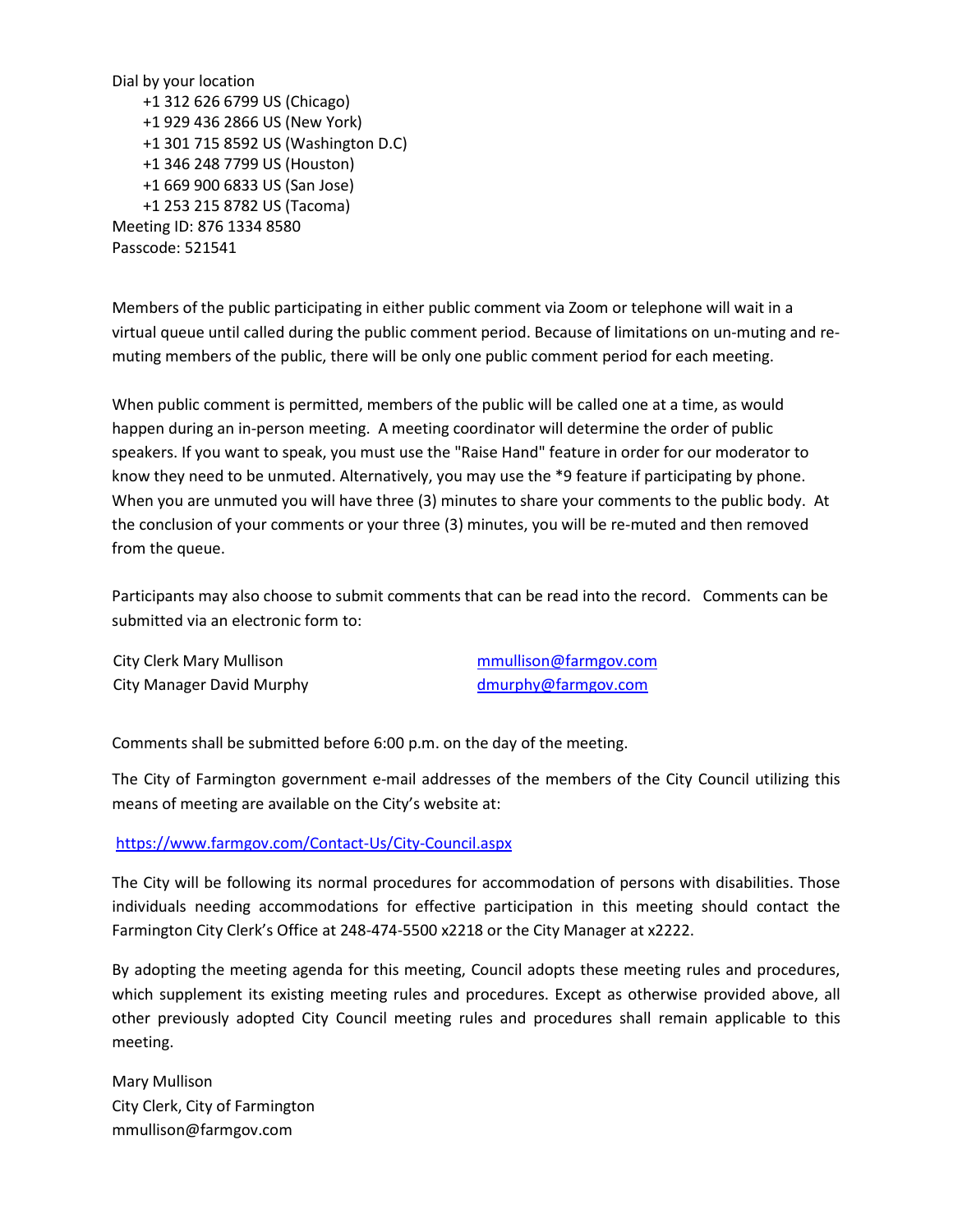Dial by your location

- +1 312 626 6799 US (Chicago)
- +1 929 436 2866 US (New York)
- +1 301 715 8592 US (Washington D.C)
- +1 346 248 7799 US (Houston)
- +1 669 900 6833 US (San Jose)
- +1 253 215 8782 US (Tacoma)

Meeting ID: 876 1334 8580
Passcode: 521541

Members of the public participating in either public comment via Zoom or telephone will wait in a virtual queue until called during the public comment period. Because of limitations on un-muting and re-muting members of the public, there will be only one public comment period for each meeting.

When public comment is permitted, members of the public will be called one at a time, as would happen during an in-person meeting. A meeting coordinator will determine the order of public speakers. If you want to speak, you must use the "Raise Hand" feature in order for our moderator to know they need to be unmuted. Alternatively, you may use the *9 feature if participating by phone. When you are unmuted you will have three (3) minutes to share your comments to the public body. At the conclusion of your comments or your three (3) minutes, you will be re-muted and then removed from the queue.

Participants may also choose to submit comments that can be read into the record. Comments can be submitted via an electronic form to:

| | |
|---|---|
| City Clerk Mary Mullison | mmullison@farmgov.com |
| City Manager David Murphy | dmurphy@farmgov.com |

Comments shall be submitted before 6:00 p.m. on the day of the meeting.

The City of Farmington government e-mail addresses of the members of the City Council utilizing this means of meeting are available on the City's website at:

https://www.farmgov.com/Contact-Us/City-Council.aspx

The City will be following its normal procedures for accommodation of persons with disabilities. Those individuals needing accommodations for effective participation in this meeting should contact the Farmington City Clerk's Office at 248-474-5500 x2218 or the City Manager at x2222.

By adopting the meeting agenda for this meeting, Council adopts these meeting rules and procedures, which supplement its existing meeting rules and procedures. Except as otherwise provided above, all other previously adopted City Council meeting rules and procedures shall remain applicable to this meeting.

Mary Mullison
City Clerk, City of Farmington
mmullison@farmgov.com